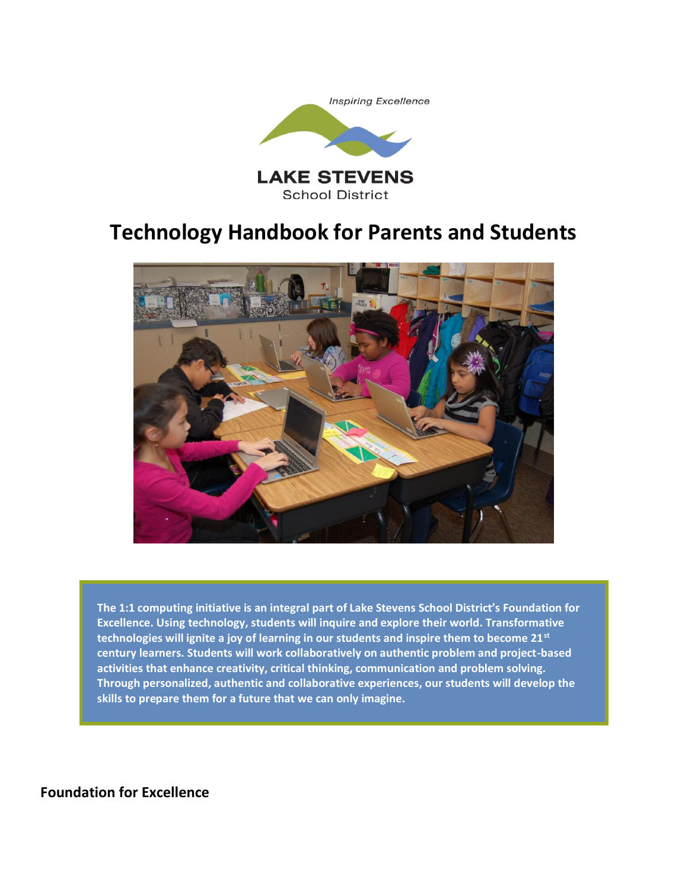Inspiring Excellence

LAKE STEVENS
School District

# Technology Handbook for Parents and Students

**The 1:1 computing initiative is an integral part of Lake Stevens School District's Foundation for Excellence. Using technology, students will inquire and explore their world. Transformative technologies will ignite a joy of learning in our students and inspire them to become 21st century learners. Students will work collaboratively on authentic problem and project-based activities that enhance creativity, critical thinking, communication and problem solving. Through personalized, authentic and collaborative experiences, our students will develop the skills to prepare them for a future that we can only imagine.**

## Foundation for Excellence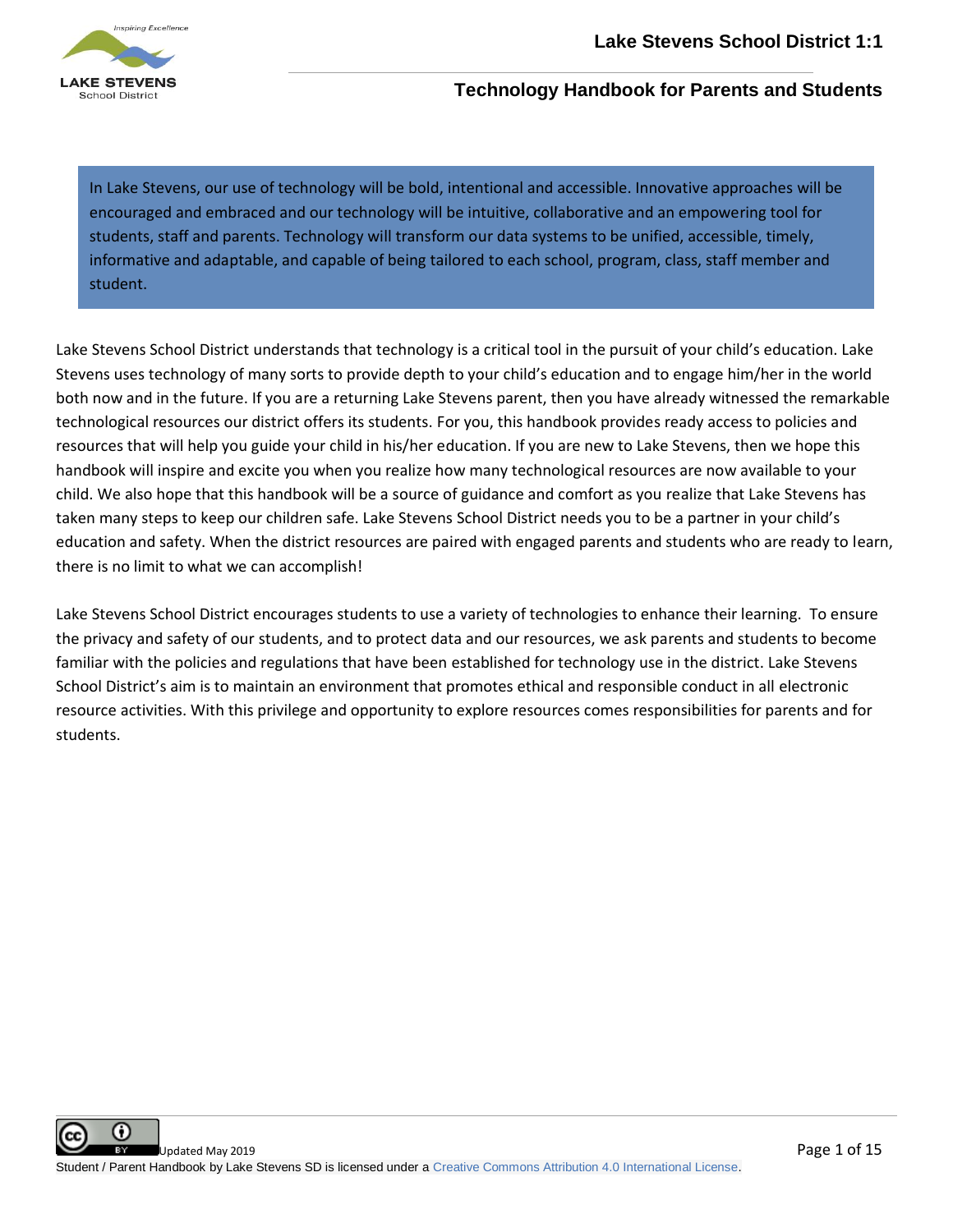In Lake Stevens, our use of technology will be bold, intentional and accessible. Innovative approaches will be encouraged and embraced and our technology will be intuitive, collaborative and an empowering tool for students, staff and parents. Technology will transform our data systems to be unified, accessible, timely, informative and adaptable, and capable of being tailored to each school, program, class, staff member and student.

Lake Stevens School District understands that technology is a critical tool in the pursuit of your child's education. Lake Stevens uses technology of many sorts to provide depth to your child's education and to engage him/her in the world both now and in the future. If you are a returning Lake Stevens parent, then you have already witnessed the remarkable technological resources our district offers its students. For you, this handbook provides ready access to policies and resources that will help you guide your child in his/her education. If you are new to Lake Stevens, then we hope this handbook will inspire and excite you when you realize how many technological resources are now available to your child. We also hope that this handbook will be a source of guidance and comfort as you realize that Lake Stevens has taken many steps to keep our children safe. Lake Stevens School District needs you to be a partner in your child's education and safety. When the district resources are paired with engaged parents and students who are ready to learn, there is no limit to what we can accomplish!

Lake Stevens School District encourages students to use a variety of technologies to enhance their learning. To ensure the privacy and safety of our students, and to protect data and our resources, we ask parents and students to become familiar with the policies and regulations that have been established for technology use in the district. Lake Stevens School District's aim is to maintain an environment that promotes ethical and responsible conduct in all electronic resource activities. With this privilege and opportunity to explore resources comes responsibilities for parents and for students.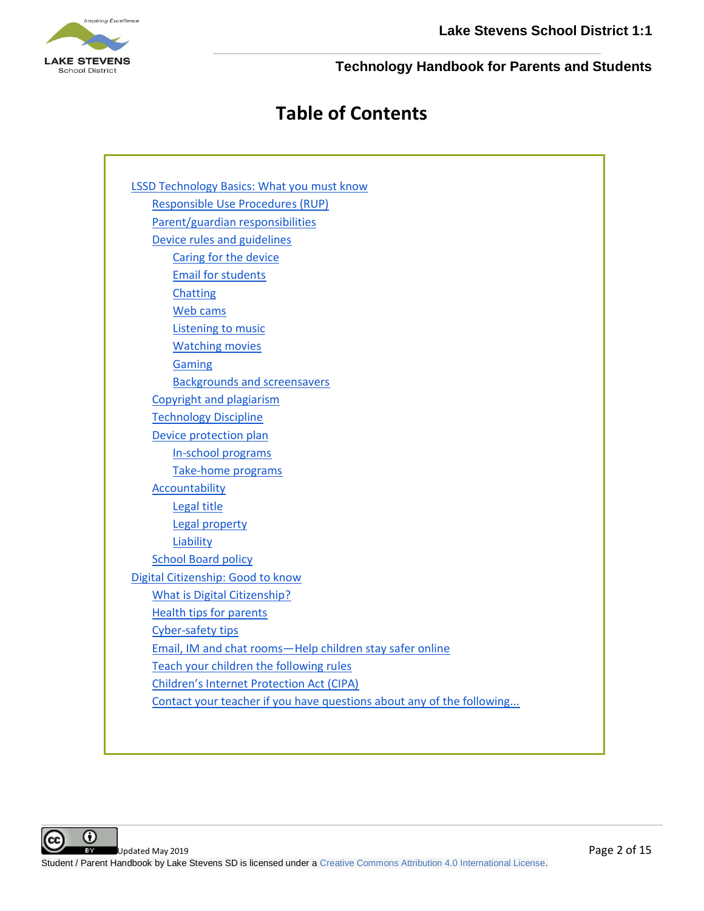# Table of Contents

- LSSD Technology Basics: What you must know
  - Responsible Use Procedures (RUP)
  - Parent/guardian responsibilities
  - Device rules and guidelines
    - Caring for the device
    - Email for students
    - Chatting
    - Web cams
    - Listening to music
    - Watching movies
    - Gaming
    - Backgrounds and screensavers
  - Copyright and plagiarism
  - Technology Discipline
  - Device protection plan
    - In-school programs
    - Take-home programs
  - Accountability
    - Legal title
    - Legal property
    - Liability
  - School Board policy
- Digital Citizenship: Good to know
  - What is Digital Citizenship?
  - Health tips for parents
  - Cyber-safety tips
  - Email, IM and chat rooms—Help children stay safer online
  - Teach your children the following rules
  - Children's Internet Protection Act (CIPA)
  - Contact your teacher if you have questions about any of the following...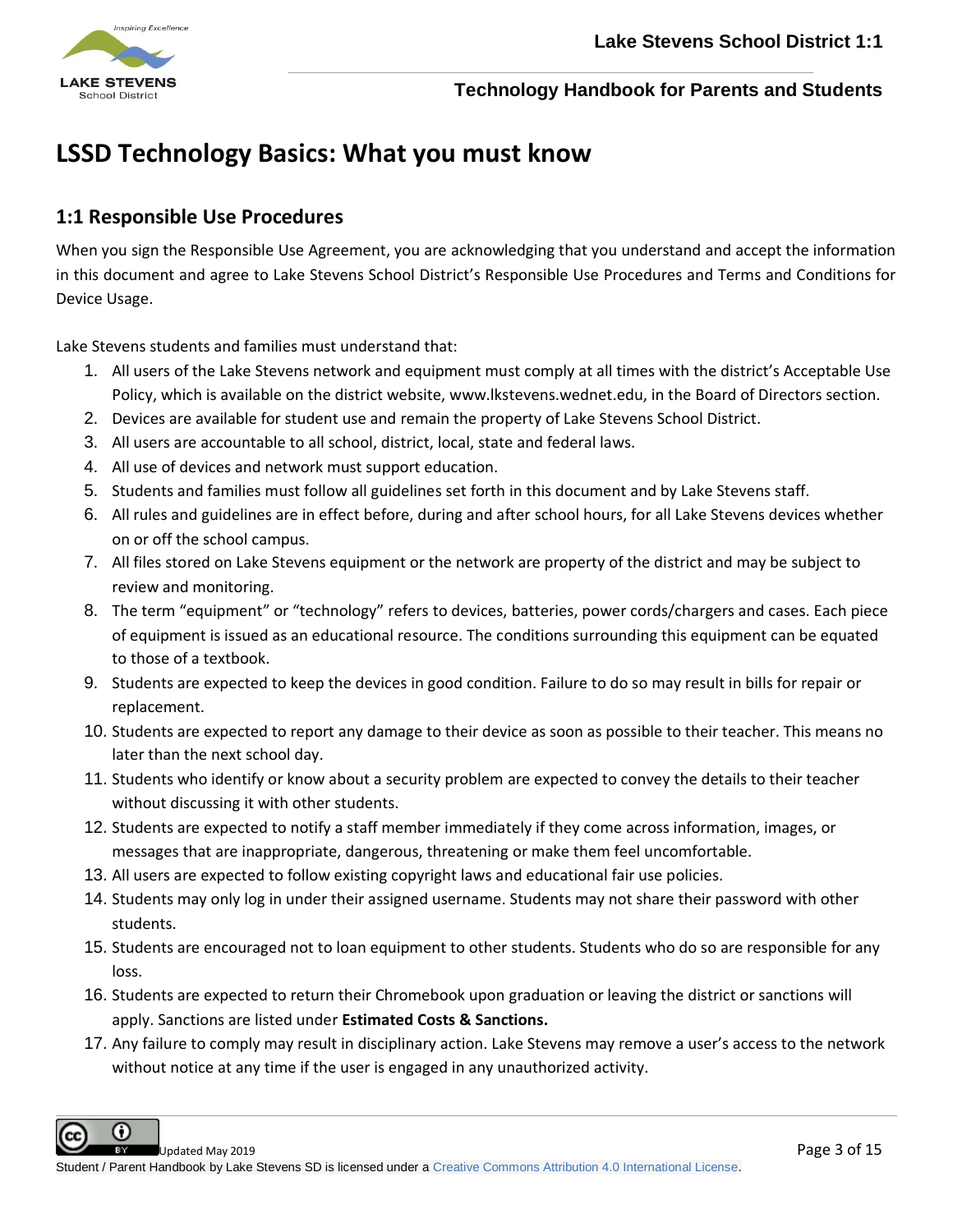# LSSD Technology Basics: What you must know

## 1:1 Responsible Use Procedures

When you sign the Responsible Use Agreement, you are acknowledging that you understand and accept the information in this document and agree to Lake Stevens School District's Responsible Use Procedures and Terms and Conditions for Device Usage.

Lake Stevens students and families must understand that:

1. All users of the Lake Stevens network and equipment must comply at all times with the district's Acceptable Use Policy, which is available on the district website, www.lkstevens.wednet.edu, in the Board of Directors section.
2. Devices are available for student use and remain the property of Lake Stevens School District.
3. All users are accountable to all school, district, local, state and federal laws.
4. All use of devices and network must support education.
5. Students and families must follow all guidelines set forth in this document and by Lake Stevens staff.
6. All rules and guidelines are in effect before, during and after school hours, for all Lake Stevens devices whether on or off the school campus.
7. All files stored on Lake Stevens equipment or the network are property of the district and may be subject to review and monitoring.
8. The term "equipment" or "technology" refers to devices, batteries, power cords/chargers and cases. Each piece of equipment is issued as an educational resource. The conditions surrounding this equipment can be equated to those of a textbook.
9. Students are expected to keep the devices in good condition. Failure to do so may result in bills for repair or replacement.
10. Students are expected to report any damage to their device as soon as possible to their teacher. This means no later than the next school day.
11. Students who identify or know about a security problem are expected to convey the details to their teacher without discussing it with other students.
12. Students are expected to notify a staff member immediately if they come across information, images, or messages that are inappropriate, dangerous, threatening or make them feel uncomfortable.
13. All users are expected to follow existing copyright laws and educational fair use policies.
14. Students may only log in under their assigned username. Students may not share their password with other students.
15. Students are encouraged not to loan equipment to other students. Students who do so are responsible for any loss.
16. Students are expected to return their Chromebook upon graduation or leaving the district or sanctions will apply. Sanctions are listed under **Estimated Costs & Sanctions.**
17. Any failure to comply may result in disciplinary action. Lake Stevens may remove a user's access to the network without notice at any time if the user is engaged in any unauthorized activity.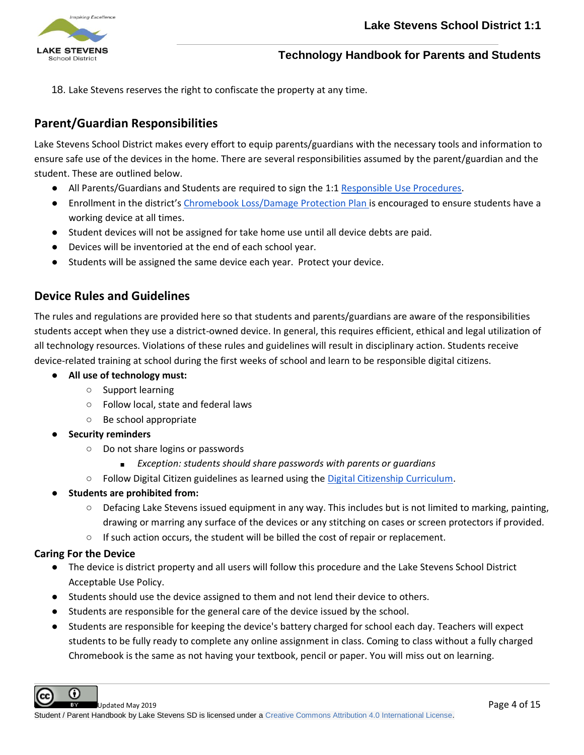18. Lake Stevens reserves the right to confiscate the property at any time.

## Parent/Guardian Responsibilities

Lake Stevens School District makes every effort to equip parents/guardians with the necessary tools and information to ensure safe use of the devices in the home. There are several responsibilities assumed by the parent/guardian and the student. These are outlined below.

- All Parents/Guardians and Students are required to sign the 1:1 Responsible Use Procedures.
- Enrollment in the district's Chromebook Loss/Damage Protection Plan is encouraged to ensure students have a working device at all times.
- Student devices will not be assigned for take home use until all device debts are paid.
- Devices will be inventoried at the end of each school year.
- Students will be assigned the same device each year. Protect your device.

## Device Rules and Guidelines

The rules and regulations are provided here so that students and parents/guardians are aware of the responsibilities students accept when they use a district-owned device. In general, this requires efficient, ethical and legal utilization of all technology resources. Violations of these rules and guidelines will result in disciplinary action. Students receive device-related training at school during the first weeks of school and learn to be responsible digital citizens.

- **All use of technology must:**
  - Support learning
  - Follow local, state and federal laws
  - Be school appropriate
- **Security reminders**
  - Do not share logins or passwords
    - *Exception: students should share passwords with parents or guardians*
  - Follow Digital Citizen guidelines as learned using the Digital Citizenship Curriculum.
- **Students are prohibited from:**
  - Defacing Lake Stevens issued equipment in any way. This includes but is not limited to marking, painting, drawing or marring any surface of the devices or any stitching on cases or screen protectors if provided.
  - If such action occurs, the student will be billed the cost of repair or replacement.

### Caring For the Device

- The device is district property and all users will follow this procedure and the Lake Stevens School District Acceptable Use Policy.
- Students should use the device assigned to them and not lend their device to others.
- Students are responsible for the general care of the device issued by the school.
- Students are responsible for keeping the device's battery charged for school each day. Teachers will expect students to be fully ready to complete any online assignment in class. Coming to class without a fully charged Chromebook is the same as not having your textbook, pencil or paper. You will miss out on learning.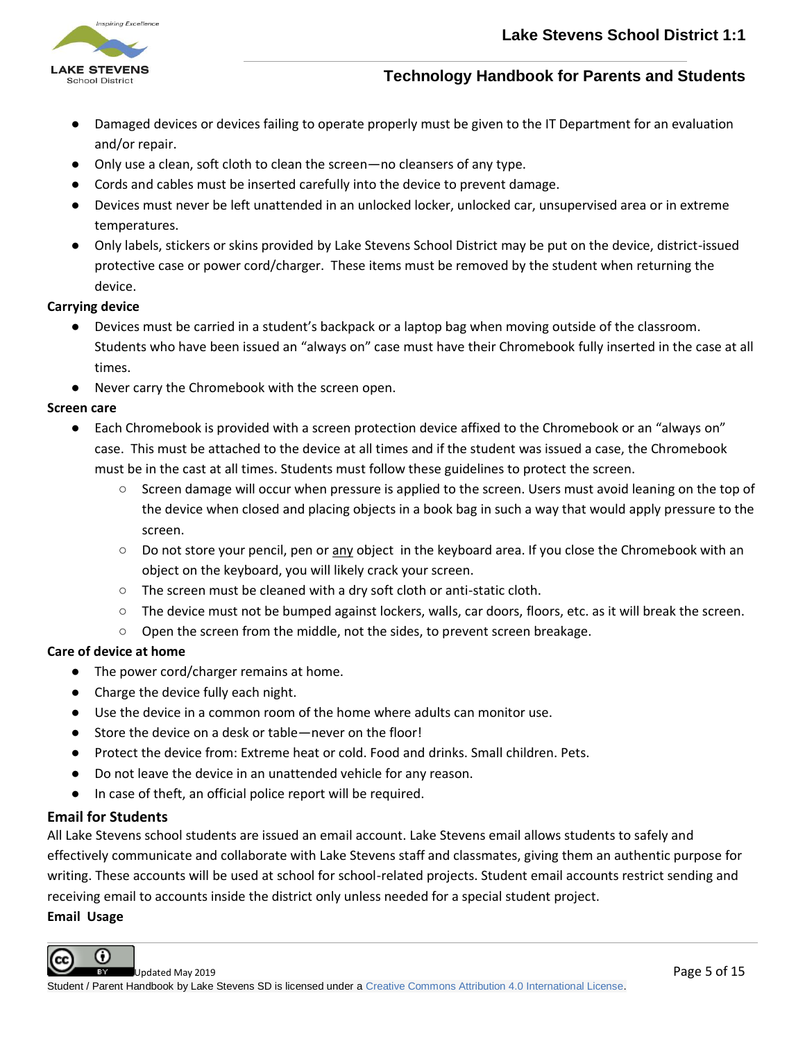- Damaged devices or devices failing to operate properly must be given to the IT Department for an evaluation and/or repair.
- Only use a clean, soft cloth to clean the screen—no cleansers of any type.
- Cords and cables must be inserted carefully into the device to prevent damage.
- Devices must never be left unattended in an unlocked locker, unlocked car, unsupervised area or in extreme temperatures.
- Only labels, stickers or skins provided by Lake Stevens School District may be put on the device, district-issued protective case or power cord/charger. These items must be removed by the student when returning the device.

**Carrying device**

- Devices must be carried in a student's backpack or a laptop bag when moving outside of the classroom. Students who have been issued an "always on" case must have their Chromebook fully inserted in the case at all times.
- Never carry the Chromebook with the screen open.

**Screen care**

- Each Chromebook is provided with a screen protection device affixed to the Chromebook or an "always on" case. This must be attached to the device at all times and if the student was issued a case, the Chromebook must be in the cast at all times. Students must follow these guidelines to protect the screen.
  - Screen damage will occur when pressure is applied to the screen. Users must avoid leaning on the top of the device when closed and placing objects in a book bag in such a way that would apply pressure to the screen.
  - Do not store your pencil, pen or <u>any</u> object in the keyboard area. If you close the Chromebook with an object on the keyboard, you will likely crack your screen.
  - The screen must be cleaned with a dry soft cloth or anti-static cloth.
  - The device must not be bumped against lockers, walls, car doors, floors, etc. as it will break the screen.
  - Open the screen from the middle, not the sides, to prevent screen breakage.

**Care of device at home**

- The power cord/charger remains at home.
- Charge the device fully each night.
- Use the device in a common room of the home where adults can monitor use.
- Store the device on a desk or table—never on the floor!
- Protect the device from: Extreme heat or cold. Food and drinks. Small children. Pets.
- Do not leave the device in an unattended vehicle for any reason.
- In case of theft, an official police report will be required.

## Email for Students

All Lake Stevens school students are issued an email account. Lake Stevens email allows students to safely and effectively communicate and collaborate with Lake Stevens staff and classmates, giving them an authentic purpose for writing. These accounts will be used at school for school-related projects. Student email accounts restrict sending and receiving email to accounts inside the district only unless needed for a special student project.

**Email Usage**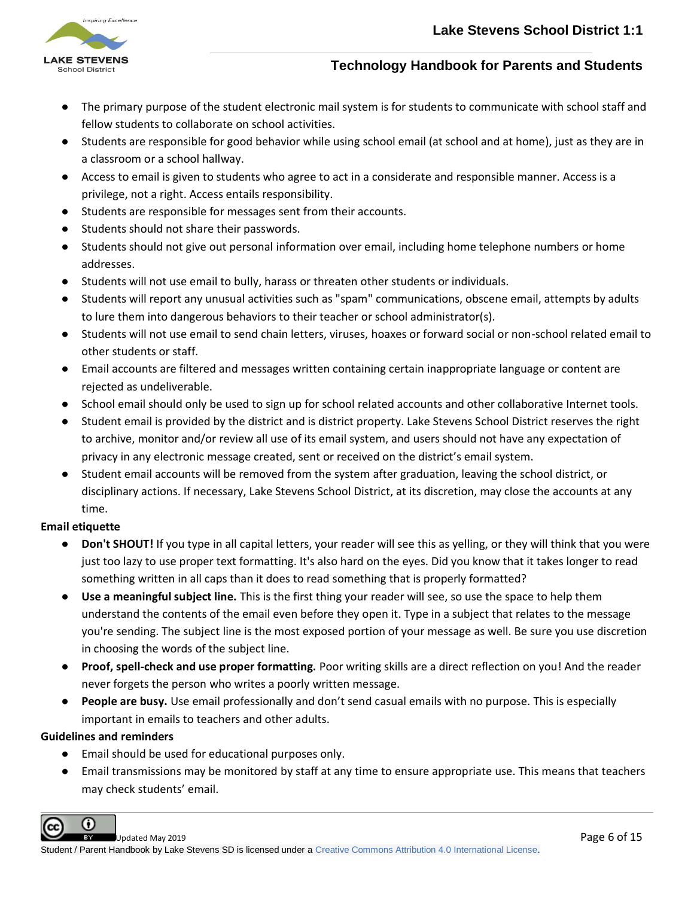- The primary purpose of the student electronic mail system is for students to communicate with school staff and fellow students to collaborate on school activities.
- Students are responsible for good behavior while using school email (at school and at home), just as they are in a classroom or a school hallway.
- Access to email is given to students who agree to act in a considerate and responsible manner. Access is a privilege, not a right. Access entails responsibility.
- Students are responsible for messages sent from their accounts.
- Students should not share their passwords.
- Students should not give out personal information over email, including home telephone numbers or home addresses.
- Students will not use email to bully, harass or threaten other students or individuals.
- Students will report any unusual activities such as "spam" communications, obscene email, attempts by adults to lure them into dangerous behaviors to their teacher or school administrator(s).
- Students will not use email to send chain letters, viruses, hoaxes or forward social or non-school related email to other students or staff.
- Email accounts are filtered and messages written containing certain inappropriate language or content are rejected as undeliverable.
- School email should only be used to sign up for school related accounts and other collaborative Internet tools.
- Student email is provided by the district and is district property. Lake Stevens School District reserves the right to archive, monitor and/or review all use of its email system, and users should not have any expectation of privacy in any electronic message created, sent or received on the district's email system.
- Student email accounts will be removed from the system after graduation, leaving the school district, or disciplinary actions. If necessary, Lake Stevens School District, at its discretion, may close the accounts at any time.

**Email etiquette**

- **Don't SHOUT!** If you type in all capital letters, your reader will see this as yelling, or they will think that you were just too lazy to use proper text formatting. It's also hard on the eyes. Did you know that it takes longer to read something written in all caps than it does to read something that is properly formatted?
- **Use a meaningful subject line.** This is the first thing your reader will see, so use the space to help them understand the contents of the email even before they open it. Type in a subject that relates to the message you're sending. The subject line is the most exposed portion of your message as well. Be sure you use discretion in choosing the words of the subject line.
- **Proof, spell-check and use proper formatting.** Poor writing skills are a direct reflection on you! And the reader never forgets the person who writes a poorly written message.
- **People are busy.** Use email professionally and don't send casual emails with no purpose. This is especially important in emails to teachers and other adults.

**Guidelines and reminders**

- Email should be used for educational purposes only.
- Email transmissions may be monitored by staff at any time to ensure appropriate use. This means that teachers may check students' email.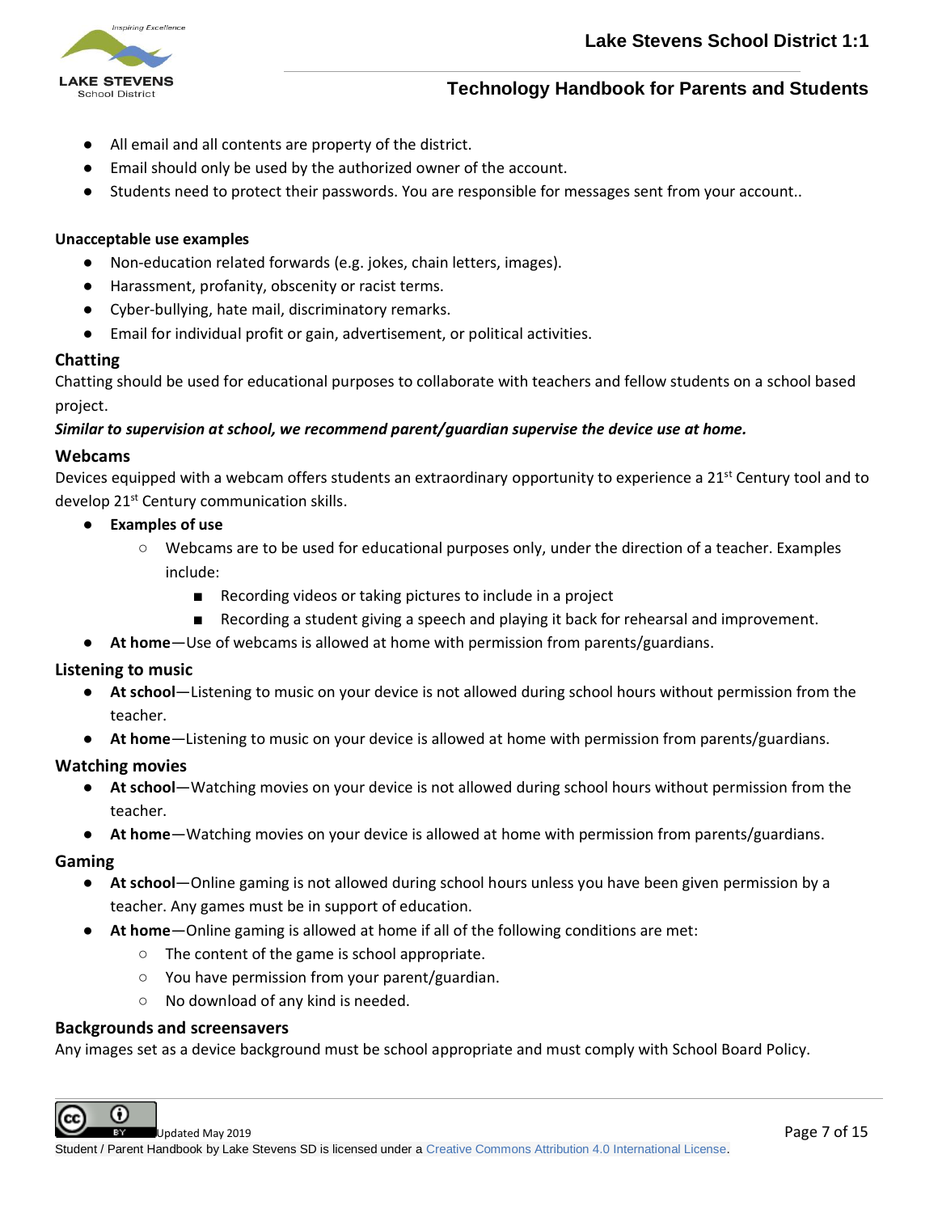- All email and all contents are property of the district.
- Email should only be used by the authorized owner of the account.
- Students need to protect their passwords. You are responsible for messages sent from your account..

**Unacceptable use examples**

- Non-education related forwards (e.g. jokes, chain letters, images).
- Harassment, profanity, obscenity or racist terms.
- Cyber-bullying, hate mail, discriminatory remarks.
- Email for individual profit or gain, advertisement, or political activities.

### Chatting

Chatting should be used for educational purposes to collaborate with teachers and fellow students on a school based project.

***Similar to supervision at school, we recommend parent/guardian supervise the device use at home.***

### Webcams

Devices equipped with a webcam offers students an extraordinary opportunity to experience a 21st Century tool and to develop 21st Century communication skills.

- **Examples of use**
  - Webcams are to be used for educational purposes only, under the direction of a teacher. Examples include:
    - Recording videos or taking pictures to include in a project
    - Recording a student giving a speech and playing it back for rehearsal and improvement.
- **At home**—Use of webcams is allowed at home with permission from parents/guardians.

### Listening to music

- **At school**—Listening to music on your device is not allowed during school hours without permission from the teacher.
- **At home**—Listening to music on your device is allowed at home with permission from parents/guardians.

### Watching movies

- **At school**—Watching movies on your device is not allowed during school hours without permission from the teacher.
- **At home**—Watching movies on your device is allowed at home with permission from parents/guardians.

### Gaming

- **At school**—Online gaming is not allowed during school hours unless you have been given permission by a teacher. Any games must be in support of education.
- **At home**—Online gaming is allowed at home if all of the following conditions are met:
  - The content of the game is school appropriate.
  - You have permission from your parent/guardian.
  - No download of any kind is needed.

### Backgrounds and screensavers

Any images set as a device background must be school appropriate and must comply with School Board Policy.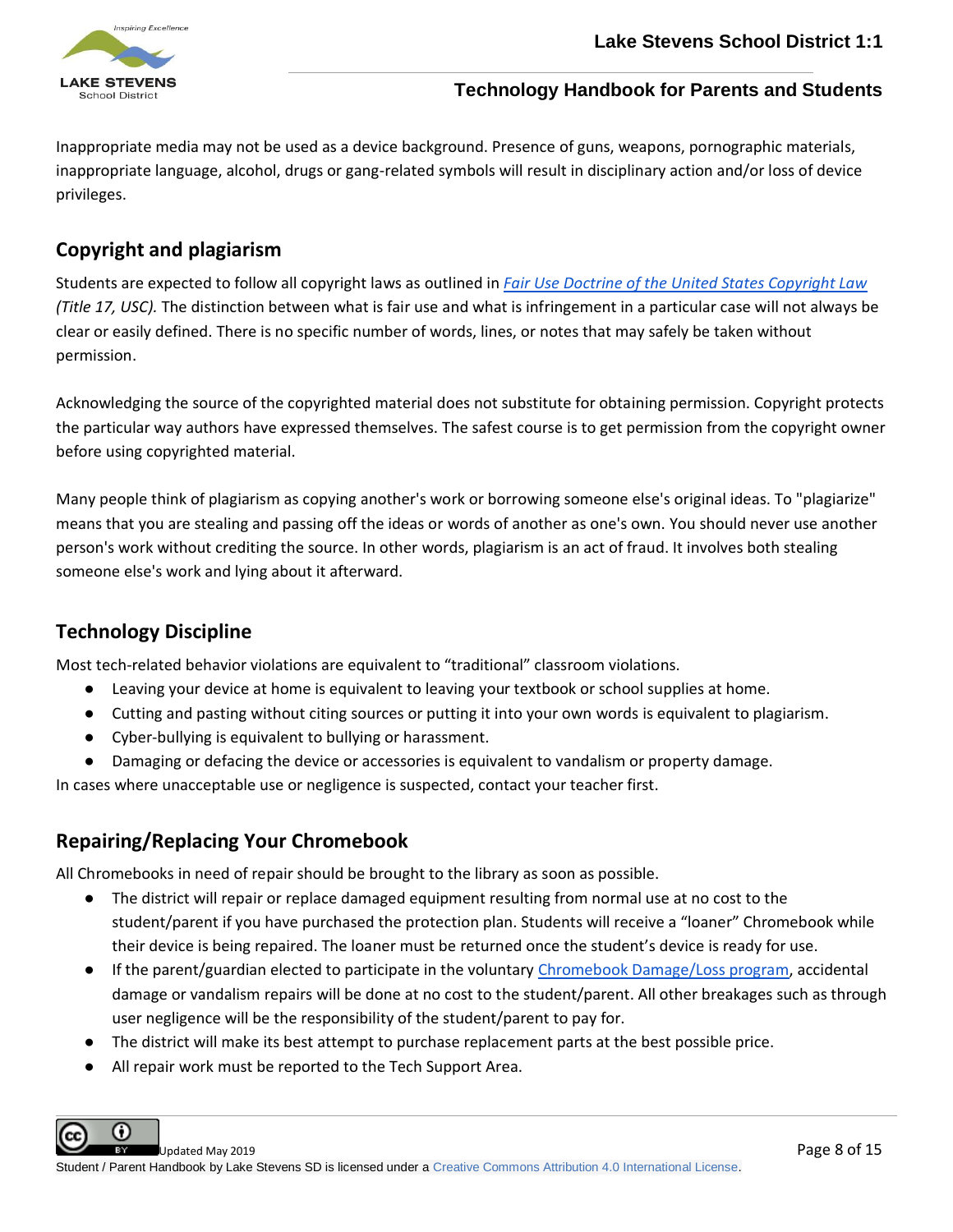Inappropriate media may not be used as a device background. Presence of guns, weapons, pornographic materials, inappropriate language, alcohol, drugs or gang-related symbols will result in disciplinary action and/or loss of device privileges.

## Copyright and plagiarism

Students are expected to follow all copyright laws as outlined in *Fair Use Doctrine of the United States Copyright Law (Title 17, USC).* The distinction between what is fair use and what is infringement in a particular case will not always be clear or easily defined. There is no specific number of words, lines, or notes that may safely be taken without permission.

Acknowledging the source of the copyrighted material does not substitute for obtaining permission. Copyright protects the particular way authors have expressed themselves. The safest course is to get permission from the copyright owner before using copyrighted material.

Many people think of plagiarism as copying another's work or borrowing someone else's original ideas. To "plagiarize" means that you are stealing and passing off the ideas or words of another as one's own. You should never use another person's work without crediting the source. In other words, plagiarism is an act of fraud. It involves both stealing someone else's work and lying about it afterward.

## Technology Discipline

Most tech-related behavior violations are equivalent to "traditional" classroom violations.

- Leaving your device at home is equivalent to leaving your textbook or school supplies at home.
- Cutting and pasting without citing sources or putting it into your own words is equivalent to plagiarism.
- Cyber-bullying is equivalent to bullying or harassment.
- Damaging or defacing the device or accessories is equivalent to vandalism or property damage.

In cases where unacceptable use or negligence is suspected, contact your teacher first.

## Repairing/Replacing Your Chromebook

All Chromebooks in need of repair should be brought to the library as soon as possible.

- The district will repair or replace damaged equipment resulting from normal use at no cost to the student/parent if you have purchased the protection plan. Students will receive a "loaner" Chromebook while their device is being repaired. The loaner must be returned once the student's device is ready for use.
- If the parent/guardian elected to participate in the voluntary Chromebook Damage/Loss program, accidental damage or vandalism repairs will be done at no cost to the student/parent. All other breakages such as through user negligence will be the responsibility of the student/parent to pay for.
- The district will make its best attempt to purchase replacement parts at the best possible price.
- All repair work must be reported to the Tech Support Area.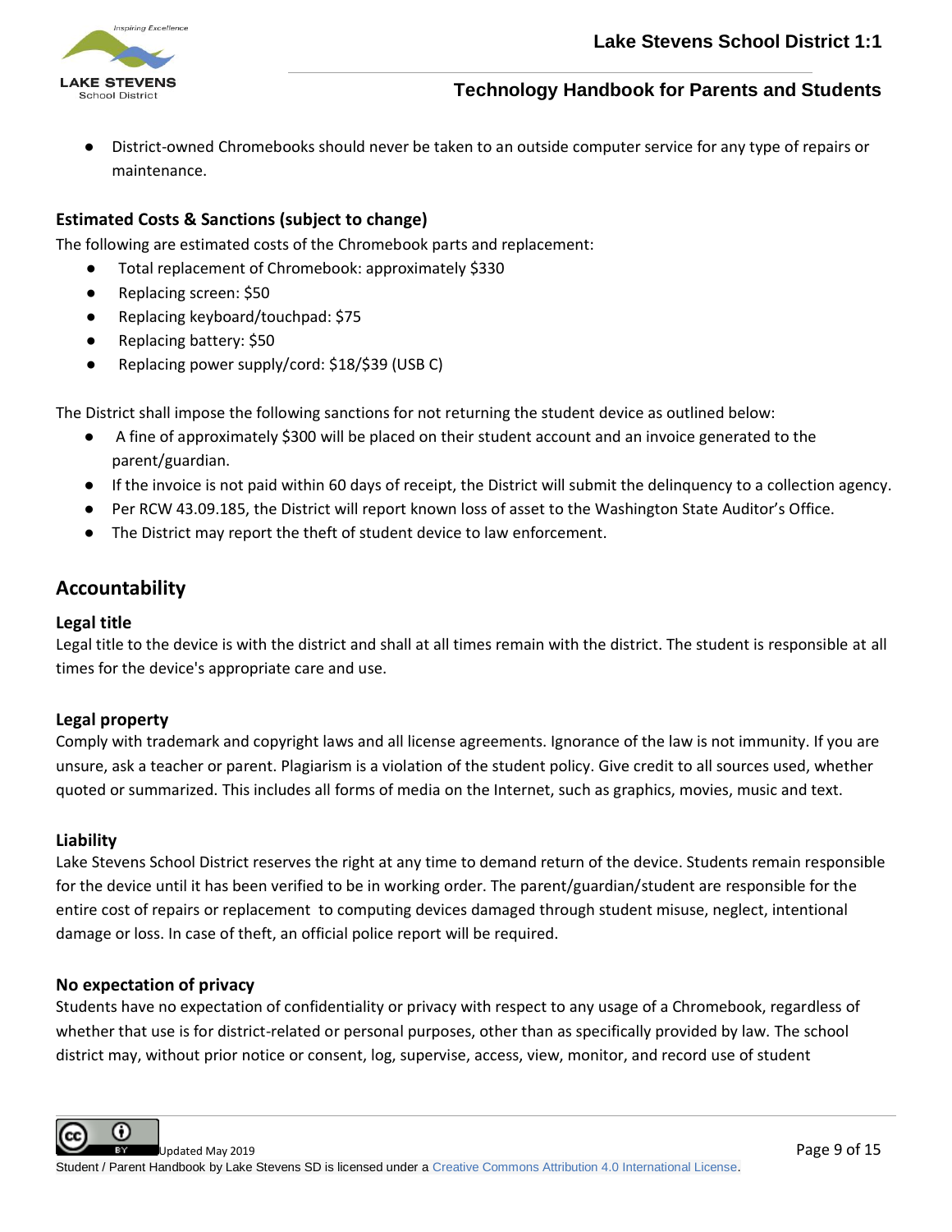- District-owned Chromebooks should never be taken to an outside computer service for any type of repairs or maintenance.

### Estimated Costs & Sanctions (subject to change)

The following are estimated costs of the Chromebook parts and replacement:

- Total replacement of Chromebook: approximately $330
- Replacing screen: $50
- Replacing keyboard/touchpad: $75
- Replacing battery: $50
- Replacing power supply/cord: $18/$39 (USB C)

The District shall impose the following sanctions for not returning the student device as outlined below:

- A fine of approximately $300 will be placed on their student account and an invoice generated to the parent/guardian.
- If the invoice is not paid within 60 days of receipt, the District will submit the delinquency to a collection agency.
- Per RCW 43.09.185, the District will report known loss of asset to the Washington State Auditor's Office.
- The District may report the theft of student device to law enforcement.

## Accountability

### Legal title

Legal title to the device is with the district and shall at all times remain with the district. The student is responsible at all times for the device's appropriate care and use.

### Legal property

Comply with trademark and copyright laws and all license agreements. Ignorance of the law is not immunity. If you are unsure, ask a teacher or parent. Plagiarism is a violation of the student policy. Give credit to all sources used, whether quoted or summarized. This includes all forms of media on the Internet, such as graphics, movies, music and text.

### Liability

Lake Stevens School District reserves the right at any time to demand return of the device. Students remain responsible for the device until it has been verified to be in working order. The parent/guardian/student are responsible for the entire cost of repairs or replacement to computing devices damaged through student misuse, neglect, intentional damage or loss. In case of theft, an official police report will be required.

### No expectation of privacy

Students have no expectation of confidentiality or privacy with respect to any usage of a Chromebook, regardless of whether that use is for district-related or personal purposes, other than as specifically provided by law. The school district may, without prior notice or consent, log, supervise, access, view, monitor, and record use of student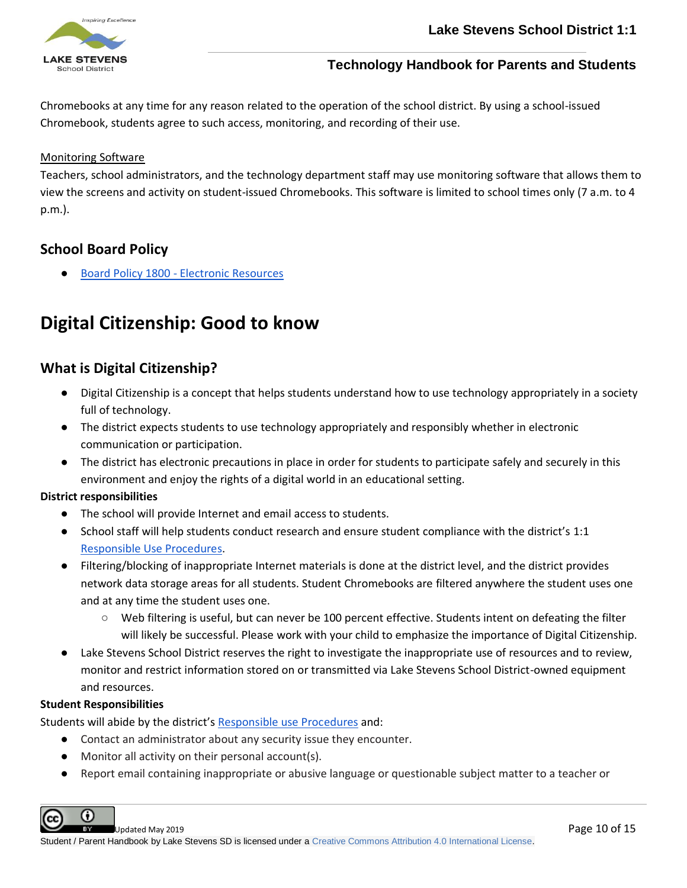Chromebooks at any time for any reason related to the operation of the school district. By using a school-issued Chromebook, students agree to such access, monitoring, and recording of their use.

Monitoring Software

Teachers, school administrators, and the technology department staff may use monitoring software that allows them to view the screens and activity on student-issued Chromebooks. This software is limited to school times only (7 a.m. to 4 p.m.).

## School Board Policy

- Board Policy 1800 - Electronic Resources

# Digital Citizenship: Good to know

## What is Digital Citizenship?

- Digital Citizenship is a concept that helps students understand how to use technology appropriately in a society full of technology.
- The district expects students to use technology appropriately and responsibly whether in electronic communication or participation.
- The district has electronic precautions in place in order for students to participate safely and securely in this environment and enjoy the rights of a digital world in an educational setting.

**District responsibilities**

- The school will provide Internet and email access to students.
- School staff will help students conduct research and ensure student compliance with the district's 1:1 Responsible Use Procedures.
- Filtering/blocking of inappropriate Internet materials is done at the district level, and the district provides network data storage areas for all students. Student Chromebooks are filtered anywhere the student uses one and at any time the student uses one.
  - Web filtering is useful, but can never be 100 percent effective. Students intent on defeating the filter will likely be successful. Please work with your child to emphasize the importance of Digital Citizenship.
- Lake Stevens School District reserves the right to investigate the inappropriate use of resources and to review, monitor and restrict information stored on or transmitted via Lake Stevens School District-owned equipment and resources.

**Student Responsibilities**

Students will abide by the district's Responsible use Procedures and:

- Contact an administrator about any security issue they encounter.
- Monitor all activity on their personal account(s).
- Report email containing inappropriate or abusive language or questionable subject matter to a teacher or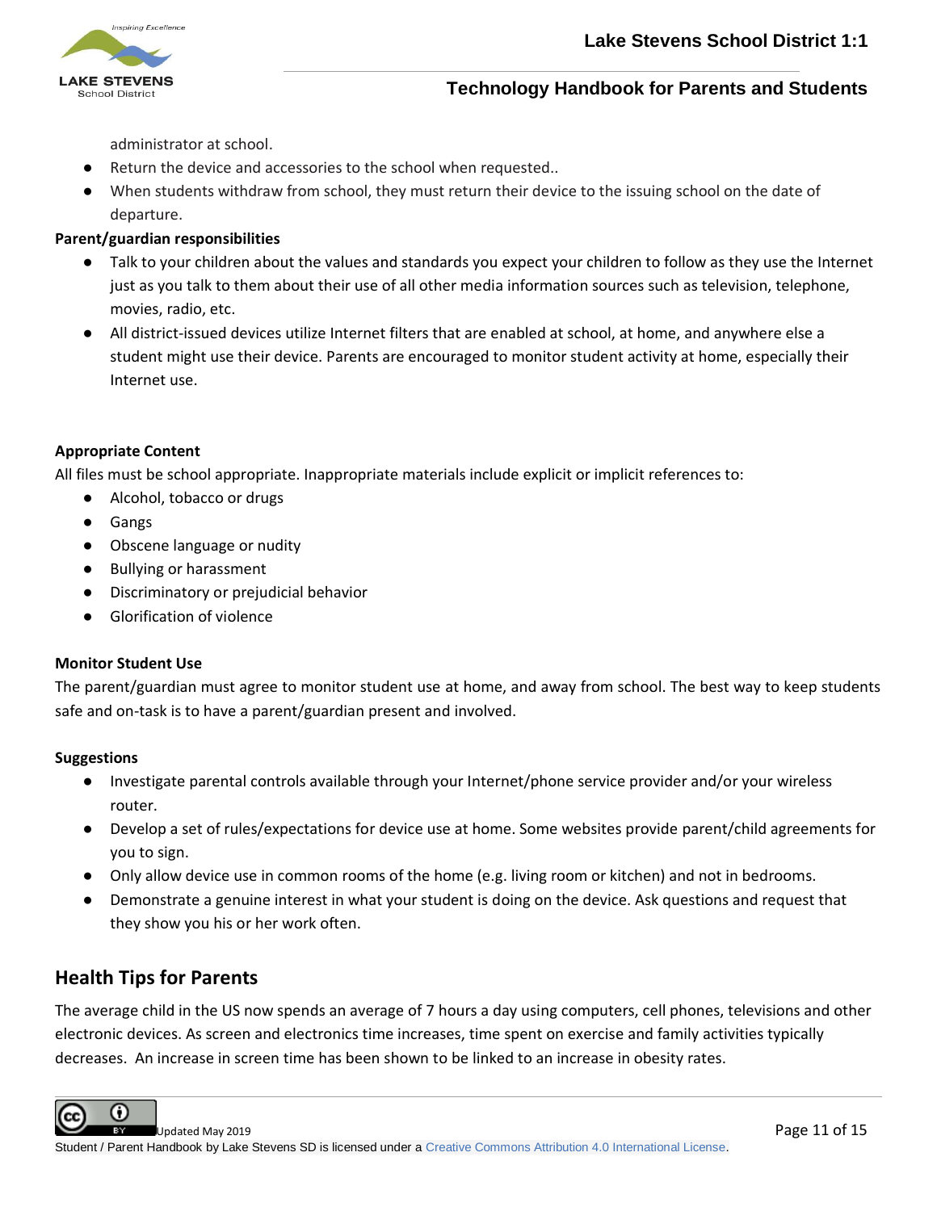administrator at school.

- Return the device and accessories to the school when requested..
- When students withdraw from school, they must return their device to the issuing school on the date of departure.

**Parent/guardian responsibilities**

- Talk to your children about the values and standards you expect your children to follow as they use the Internet just as you talk to them about their use of all other media information sources such as television, telephone, movies, radio, etc.
- All district-issued devices utilize Internet filters that are enabled at school, at home, and anywhere else a student might use their device. Parents are encouraged to monitor student activity at home, especially their Internet use.

**Appropriate Content**

All files must be school appropriate. Inappropriate materials include explicit or implicit references to:

- Alcohol, tobacco or drugs
- Gangs
- Obscene language or nudity
- Bullying or harassment
- Discriminatory or prejudicial behavior
- Glorification of violence

**Monitor Student Use**

The parent/guardian must agree to monitor student use at home, and away from school. The best way to keep students safe and on-task is to have a parent/guardian present and involved.

**Suggestions**

- Investigate parental controls available through your Internet/phone service provider and/or your wireless router.
- Develop a set of rules/expectations for device use at home. Some websites provide parent/child agreements for you to sign.
- Only allow device use in common rooms of the home (e.g. living room or kitchen) and not in bedrooms.
- Demonstrate a genuine interest in what your student is doing on the device. Ask questions and request that they show you his or her work often.

## Health Tips for Parents

The average child in the US now spends an average of 7 hours a day using computers, cell phones, televisions and other electronic devices. As screen and electronics time increases, time spent on exercise and family activities typically decreases. An increase in screen time has been shown to be linked to an increase in obesity rates.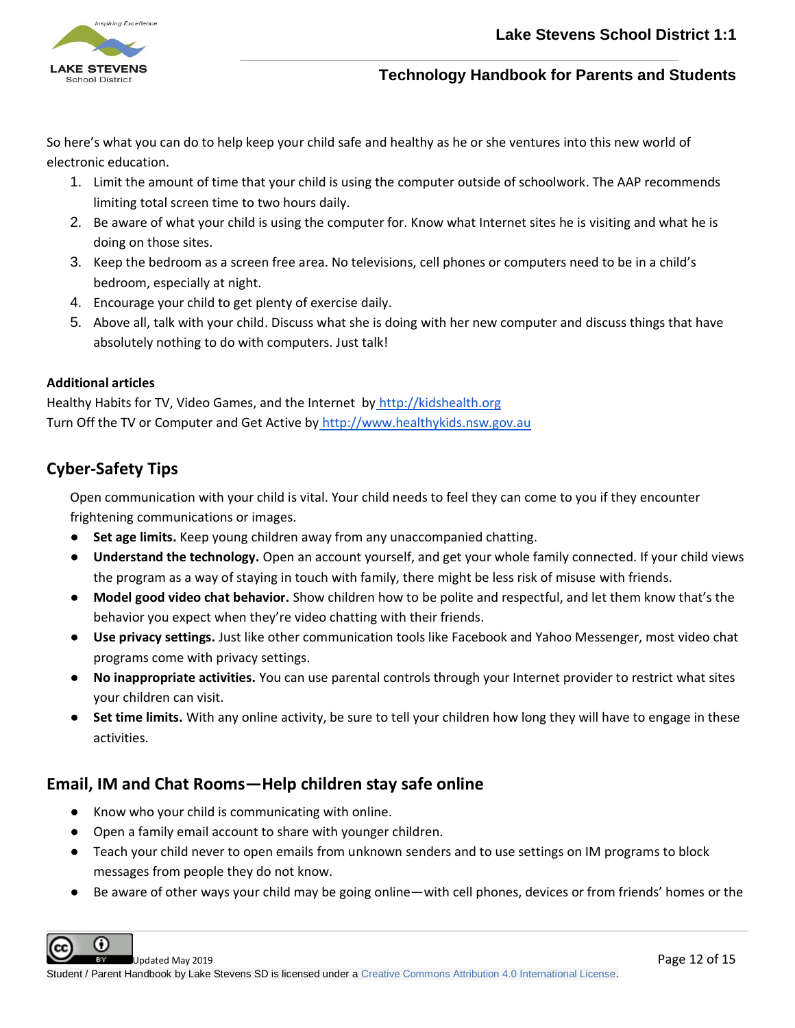So here's what you can do to help keep your child safe and healthy as he or she ventures into this new world of electronic education.

1. Limit the amount of time that your child is using the computer outside of schoolwork. The AAP recommends limiting total screen time to two hours daily.
2. Be aware of what your child is using the computer for. Know what Internet sites he is visiting and what he is doing on those sites.
3. Keep the bedroom as a screen free area. No televisions, cell phones or computers need to be in a child's bedroom, especially at night.
4. Encourage your child to get plenty of exercise daily.
5. Above all, talk with your child. Discuss what she is doing with her new computer and discuss things that have absolutely nothing to do with computers. Just talk!

**Additional articles**

Healthy Habits for TV, Video Games, and the Internet by http://kidshealth.org
Turn Off the TV or Computer and Get Active by http://www.healthykids.nsw.gov.au

## Cyber-Safety Tips

Open communication with your child is vital. Your child needs to feel they can come to you if they encounter frightening communications or images.

- **Set age limits.** Keep young children away from any unaccompanied chatting.
- **Understand the technology.** Open an account yourself, and get your whole family connected. If your child views the program as a way of staying in touch with family, there might be less risk of misuse with friends.
- **Model good video chat behavior.** Show children how to be polite and respectful, and let them know that's the behavior you expect when they're video chatting with their friends.
- **Use privacy settings.** Just like other communication tools like Facebook and Yahoo Messenger, most video chat programs come with privacy settings.
- **No inappropriate activities.** You can use parental controls through your Internet provider to restrict what sites your children can visit.
- **Set time limits.** With any online activity, be sure to tell your children how long they will have to engage in these activities.

## Email, IM and Chat Rooms—Help children stay safe online

- Know who your child is communicating with online.
- Open a family email account to share with younger children.
- Teach your child never to open emails from unknown senders and to use settings on IM programs to block messages from people they do not know.
- Be aware of other ways your child may be going online—with cell phones, devices or from friends' homes or the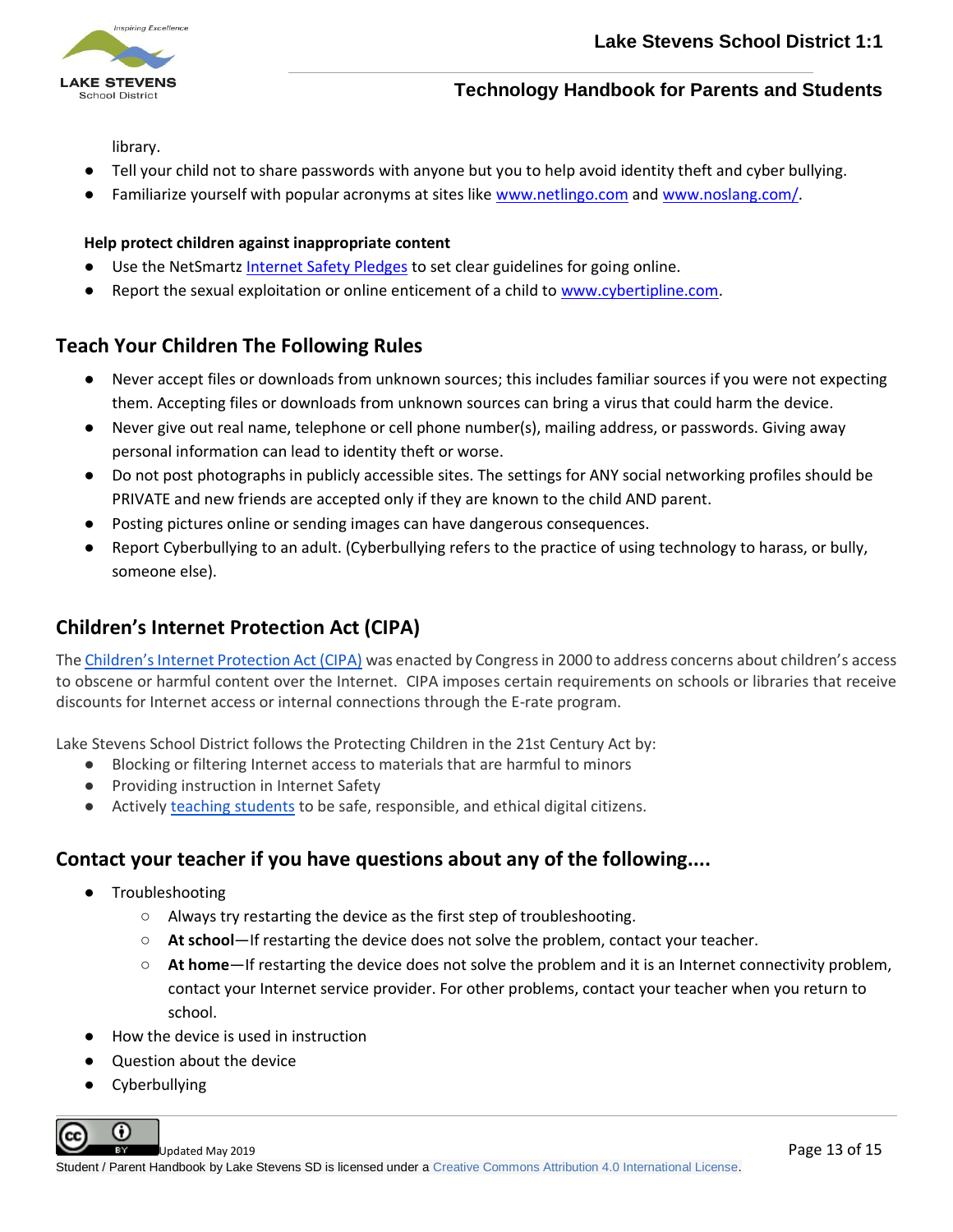library.

- Tell your child not to share passwords with anyone but you to help avoid identity theft and cyber bullying.
- Familiarize yourself with popular acronyms at sites like www.netlingo.com and www.noslang.com/.

**Help protect children against inappropriate content**

- Use the NetSmartz Internet Safety Pledges to set clear guidelines for going online.
- Report the sexual exploitation or online enticement of a child to www.cybertipline.com.

## Teach Your Children The Following Rules

- Never accept files or downloads from unknown sources; this includes familiar sources if you were not expecting them. Accepting files or downloads from unknown sources can bring a virus that could harm the device.
- Never give out real name, telephone or cell phone number(s), mailing address, or passwords. Giving away personal information can lead to identity theft or worse.
- Do not post photographs in publicly accessible sites. The settings for ANY social networking profiles should be PRIVATE and new friends are accepted only if they are known to the child AND parent.
- Posting pictures online or sending images can have dangerous consequences.
- Report Cyberbullying to an adult. (Cyberbullying refers to the practice of using technology to harass, or bully, someone else).

## Children's Internet Protection Act (CIPA)

The Children's Internet Protection Act (CIPA) was enacted by Congress in 2000 to address concerns about children's access to obscene or harmful content over the Internet. CIPA imposes certain requirements on schools or libraries that receive discounts for Internet access or internal connections through the E-rate program.

Lake Stevens School District follows the Protecting Children in the 21st Century Act by:

- Blocking or filtering Internet access to materials that are harmful to minors
- Providing instruction in Internet Safety
- Actively teaching students to be safe, responsible, and ethical digital citizens.

## Contact your teacher if you have questions about any of the following....

- Troubleshooting
  - Always try restarting the device as the first step of troubleshooting.
  - **At school**—If restarting the device does not solve the problem, contact your teacher.
  - **At home**—If restarting the device does not solve the problem and it is an Internet connectivity problem, contact your Internet service provider. For other problems, contact your teacher when you return to school.
- How the device is used in instruction
- Question about the device
- Cyberbullying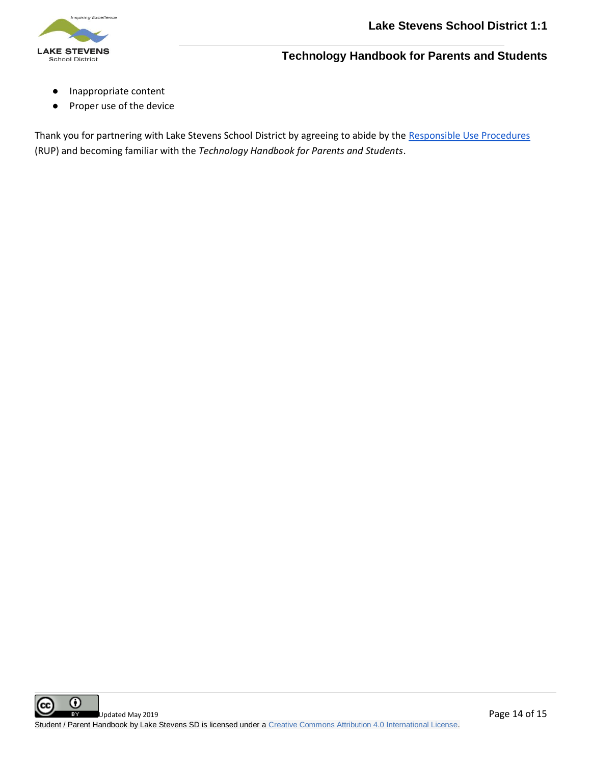- Inappropriate content
- Proper use of the device

Thank you for partnering with Lake Stevens School District by agreeing to abide by the Responsible Use Procedures (RUP) and becoming familiar with the *Technology Handbook for Parents and Students*.